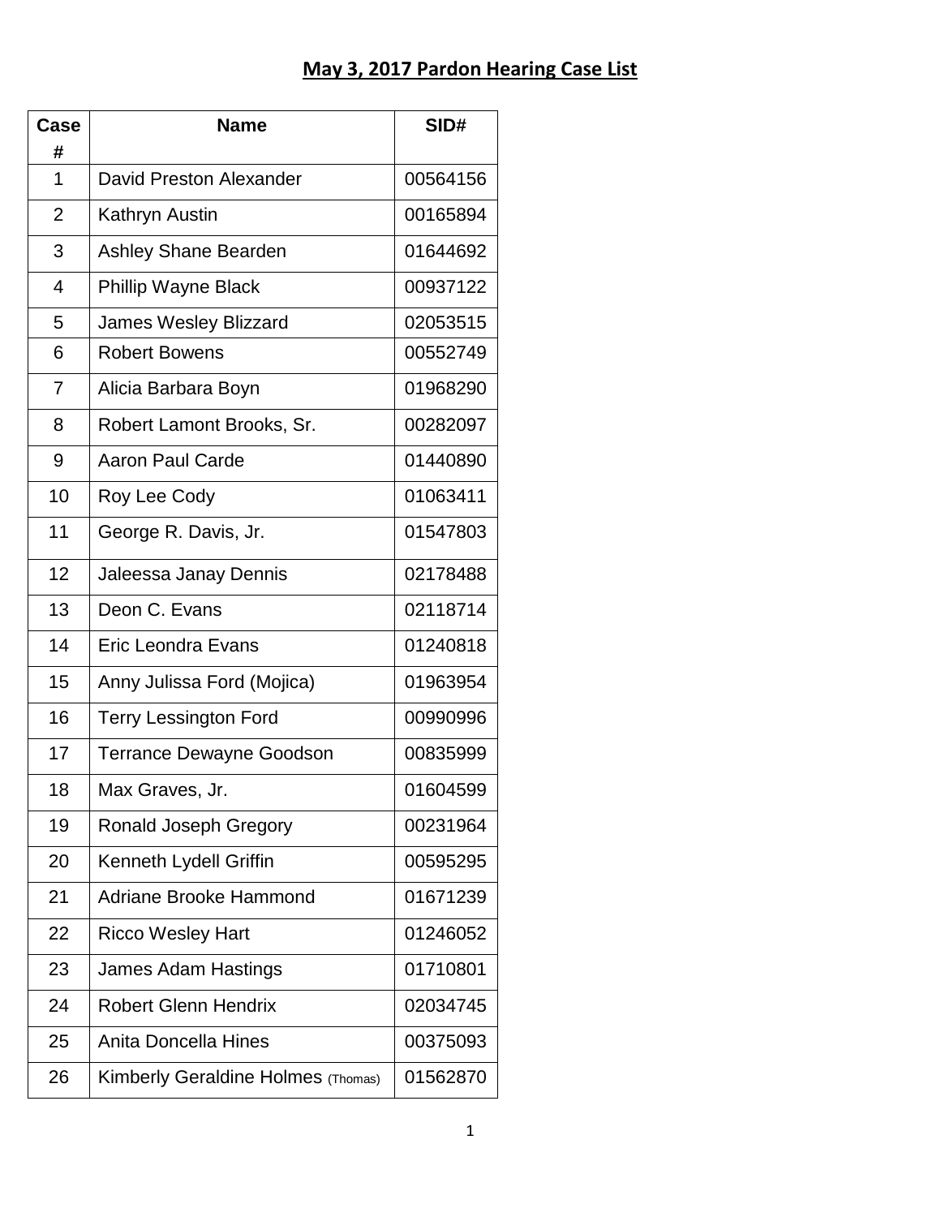# May 3, 2017 Pardon Hearing Case List

| Case # | Name | SID# |
|---|---|---|
| 1 | David Preston Alexander | 00564156 |
| 2 | Kathryn Austin | 00165894 |
| 3 | Ashley Shane Bearden | 01644692 |
| 4 | Phillip Wayne Black | 00937122 |
| 5 | James Wesley Blizzard | 02053515 |
| 6 | Robert Bowens | 00552749 |
| 7 | Alicia Barbara Boyn | 01968290 |
| 8 | Robert Lamont Brooks, Sr. | 00282097 |
| 9 | Aaron Paul Carde | 01440890 |
| 10 | Roy Lee Cody | 01063411 |
| 11 | George R. Davis, Jr. | 01547803 |
| 12 | Jaleessa Janay Dennis | 02178488 |
| 13 | Deon C. Evans | 02118714 |
| 14 | Eric Leondra Evans | 01240818 |
| 15 | Anny Julissa Ford (Mojica) | 01963954 |
| 16 | Terry Lessington Ford | 00990996 |
| 17 | Terrance Dewayne Goodson | 00835999 |
| 18 | Max Graves, Jr. | 01604599 |
| 19 | Ronald Joseph Gregory | 00231964 |
| 20 | Kenneth Lydell Griffin | 00595295 |
| 21 | Adriane Brooke Hammond | 01671239 |
| 22 | Ricco Wesley Hart | 01246052 |
| 23 | James Adam Hastings | 01710801 |
| 24 | Robert Glenn Hendrix | 02034745 |
| 25 | Anita Doncella Hines | 00375093 |
| 26 | Kimberly Geraldine Holmes (Thomas) | 01562870 |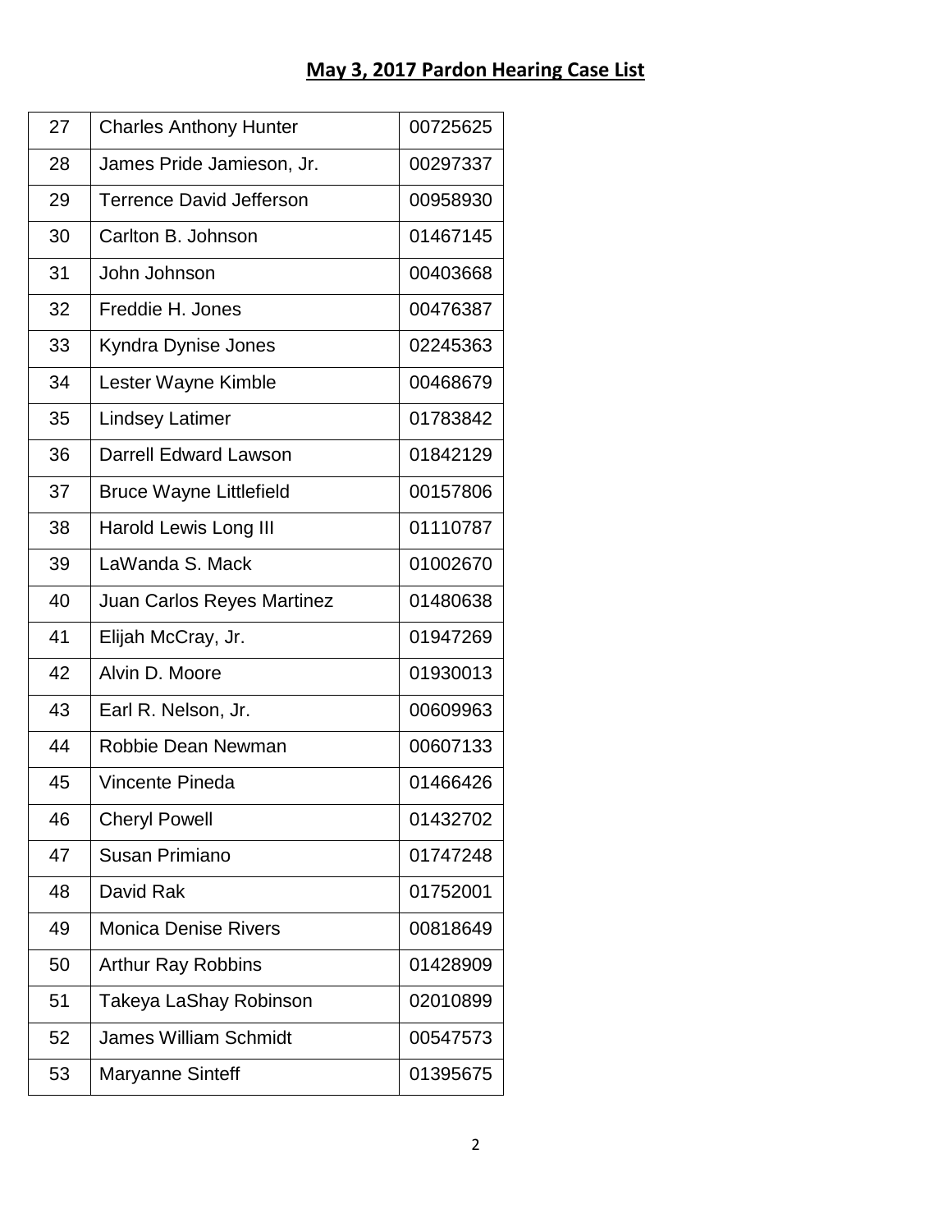## May 3, 2017 Pardon Hearing Case List

| | | |
|---|---|---|
| 27 | Charles Anthony Hunter | 00725625 |
| 28 | James Pride Jamieson, Jr. | 00297337 |
| 29 | Terrence David Jefferson | 00958930 |
| 30 | Carlton B. Johnson | 01467145 |
| 31 | John Johnson | 00403668 |
| 32 | Freddie H. Jones | 00476387 |
| 33 | Kyndra Dynise Jones | 02245363 |
| 34 | Lester Wayne Kimble | 00468679 |
| 35 | Lindsey Latimer | 01783842 |
| 36 | Darrell Edward Lawson | 01842129 |
| 37 | Bruce Wayne Littlefield | 00157806 |
| 38 | Harold Lewis Long III | 01110787 |
| 39 | LaWanda S. Mack | 01002670 |
| 40 | Juan Carlos Reyes Martinez | 01480638 |
| 41 | Elijah McCray, Jr. | 01947269 |
| 42 | Alvin D. Moore | 01930013 |
| 43 | Earl R. Nelson, Jr. | 00609963 |
| 44 | Robbie Dean Newman | 00607133 |
| 45 | Vincente Pineda | 01466426 |
| 46 | Cheryl Powell | 01432702 |
| 47 | Susan Primiano | 01747248 |
| 48 | David Rak | 01752001 |
| 49 | Monica Denise Rivers | 00818649 |
| 50 | Arthur Ray Robbins | 01428909 |
| 51 | Takeya LaShay Robinson | 02010899 |
| 52 | James William Schmidt | 00547573 |
| 53 | Maryanne Sinteff | 01395675 |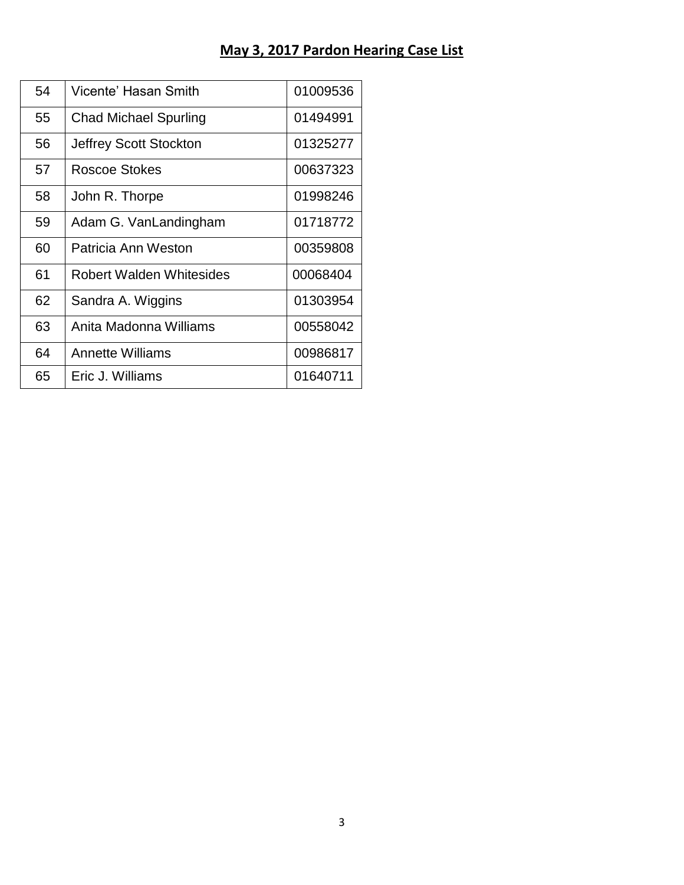## May 3, 2017 Pardon Hearing Case List

| | | |
|---|---|---|
| 54 | Vicente' Hasan Smith | 01009536 |
| 55 | Chad Michael Spurling | 01494991 |
| 56 | Jeffrey Scott Stockton | 01325277 |
| 57 | Roscoe Stokes | 00637323 |
| 58 | John R. Thorpe | 01998246 |
| 59 | Adam G. VanLandingham | 01718772 |
| 60 | Patricia Ann Weston | 00359808 |
| 61 | Robert Walden Whitesides | 00068404 |
| 62 | Sandra A. Wiggins | 01303954 |
| 63 | Anita Madonna Williams | 00558042 |
| 64 | Annette Williams | 00986817 |
| 65 | Eric J. Williams | 01640711 |